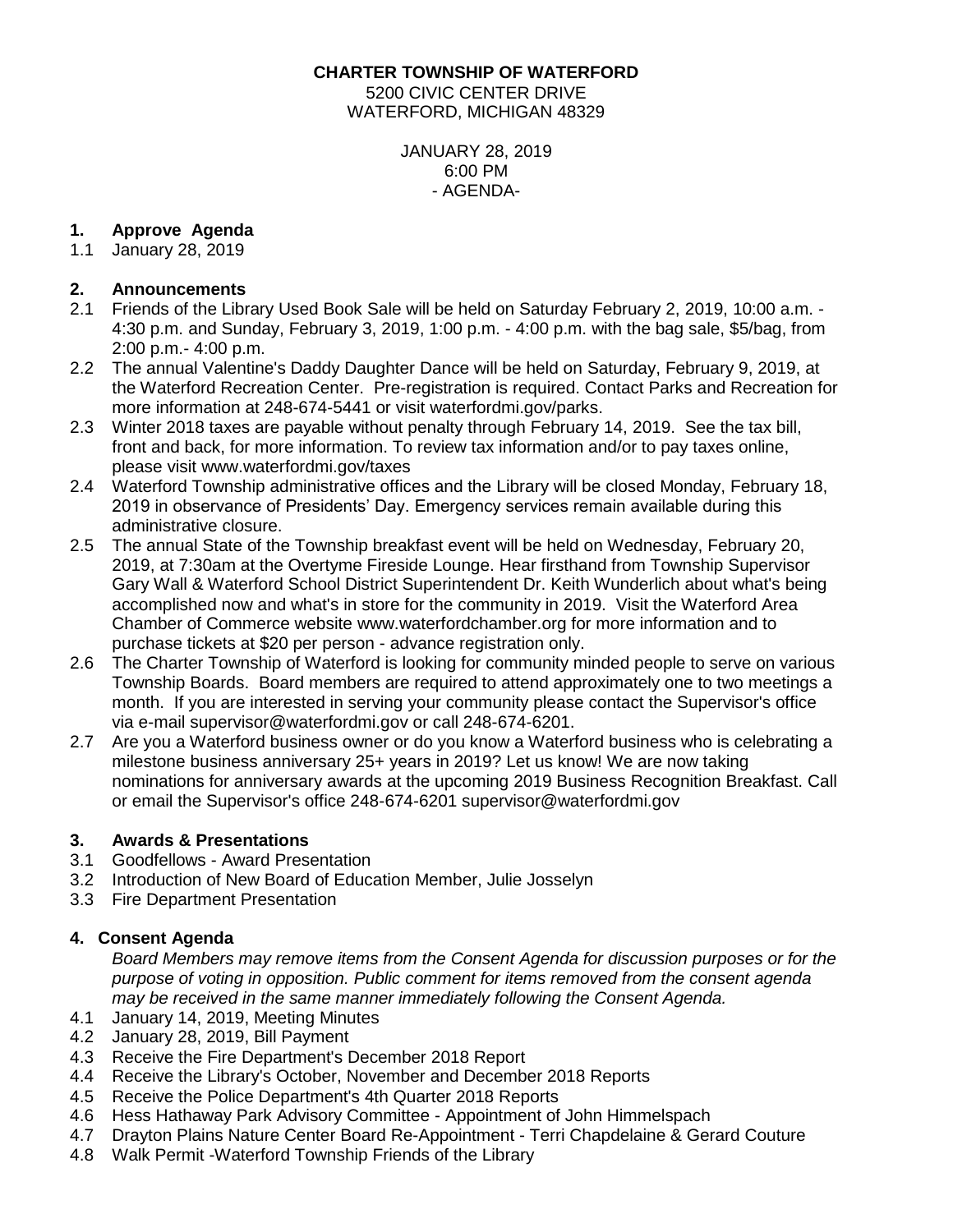**CHARTER TOWNSHIP OF WATERFORD**
5200 CIVIC CENTER DRIVE
WATERFORD, MICHIGAN 48329

JANUARY 28, 2019
6:00 PM
- AGENDA-

## 1. Approve Agenda

1.1 January 28, 2019

## 2. Announcements

2.1 Friends of the Library Used Book Sale will be held on Saturday February 2, 2019, 10:00 a.m. - 4:30 p.m. and Sunday, February 3, 2019, 1:00 p.m. - 4:00 p.m. with the bag sale, $5/bag, from 2:00 p.m.- 4:00 p.m.

2.2 The annual Valentine's Daddy Daughter Dance will be held on Saturday, February 9, 2019, at the Waterford Recreation Center. Pre-registration is required. Contact Parks and Recreation for more information at 248-674-5441 or visit waterfordmi.gov/parks.

2.3 Winter 2018 taxes are payable without penalty through February 14, 2019. See the tax bill, front and back, for more information. To review tax information and/or to pay taxes online, please visit www.waterfordmi.gov/taxes

2.4 Waterford Township administrative offices and the Library will be closed Monday, February 18, 2019 in observance of Presidents' Day. Emergency services remain available during this administrative closure.

2.5 The annual State of the Township breakfast event will be held on Wednesday, February 20, 2019, at 7:30am at the Overtyme Fireside Lounge. Hear firsthand from Township Supervisor Gary Wall & Waterford School District Superintendent Dr. Keith Wunderlich about what's being accomplished now and what's in store for the community in 2019. Visit the Waterford Area Chamber of Commerce website www.waterfordchamber.org for more information and to purchase tickets at $20 per person - advance registration only.

2.6 The Charter Township of Waterford is looking for community minded people to serve on various Township Boards. Board members are required to attend approximately one to two meetings a month. If you are interested in serving your community please contact the Supervisor's office via e-mail supervisor@waterfordmi.gov or call 248-674-6201.

2.7 Are you a Waterford business owner or do you know a Waterford business who is celebrating a milestone business anniversary 25+ years in 2019? Let us know! We are now taking nominations for anniversary awards at the upcoming 2019 Business Recognition Breakfast. Call or email the Supervisor's office 248-674-6201 supervisor@waterfordmi.gov

## 3. Awards & Presentations

3.1 Goodfellows - Award Presentation
3.2 Introduction of New Board of Education Member, Julie Josselyn
3.3 Fire Department Presentation

## 4. Consent Agenda

*Board Members may remove items from the Consent Agenda for discussion purposes or for the purpose of voting in opposition. Public comment for items removed from the consent agenda may be received in the same manner immediately following the Consent Agenda.*

4.1 January 14, 2019, Meeting Minutes
4.2 January 28, 2019, Bill Payment
4.3 Receive the Fire Department's December 2018 Report
4.4 Receive the Library's October, November and December 2018 Reports
4.5 Receive the Police Department's 4th Quarter 2018 Reports
4.6 Hess Hathaway Park Advisory Committee - Appointment of John Himmelspach
4.7 Drayton Plains Nature Center Board Re-Appointment - Terri Chapdelaine & Gerard Couture
4.8 Walk Permit -Waterford Township Friends of the Library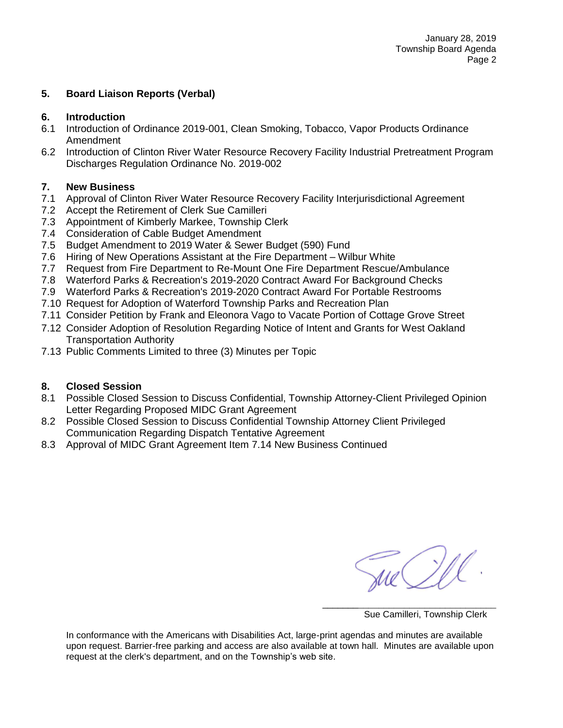## 5. Board Liaison Reports (Verbal)

## 6. Introduction

6.1 Introduction of Ordinance 2019-001, Clean Smoking, Tobacco, Vapor Products Ordinance Amendment

6.2 Introduction of Clinton River Water Resource Recovery Facility Industrial Pretreatment Program Discharges Regulation Ordinance No. 2019-002

## 7. New Business

7.1 Approval of Clinton River Water Resource Recovery Facility Interjurisdictional Agreement

7.2 Accept the Retirement of Clerk Sue Camilleri

7.3 Appointment of Kimberly Markee, Township Clerk

7.4 Consideration of Cable Budget Amendment

7.5 Budget Amendment to 2019 Water & Sewer Budget (590) Fund

7.6 Hiring of New Operations Assistant at the Fire Department – Wilbur White

7.7 Request from Fire Department to Re-Mount One Fire Department Rescue/Ambulance

7.8 Waterford Parks & Recreation's 2019-2020 Contract Award For Background Checks

7.9 Waterford Parks & Recreation's 2019-2020 Contract Award For Portable Restrooms

7.10 Request for Adoption of Waterford Township Parks and Recreation Plan

7.11 Consider Petition by Frank and Eleonora Vago to Vacate Portion of Cottage Grove Street

7.12 Consider Adoption of Resolution Regarding Notice of Intent and Grants for West Oakland Transportation Authority

7.13 Public Comments Limited to three (3) Minutes per Topic

## 8. Closed Session

8.1 Possible Closed Session to Discuss Confidential, Township Attorney-Client Privileged Opinion Letter Regarding Proposed MIDC Grant Agreement

8.2 Possible Closed Session to Discuss Confidential Township Attorney Client Privileged Communication Regarding Dispatch Tentative Agreement

8.3 Approval of MIDC Grant Agreement Item 7.14 New Business Continued

Sue Camilleri, Township Clerk

In conformance with the Americans with Disabilities Act, large-print agendas and minutes are available upon request. Barrier-free parking and access are also available at town hall. Minutes are available upon request at the clerk's department, and on the Township's web site.